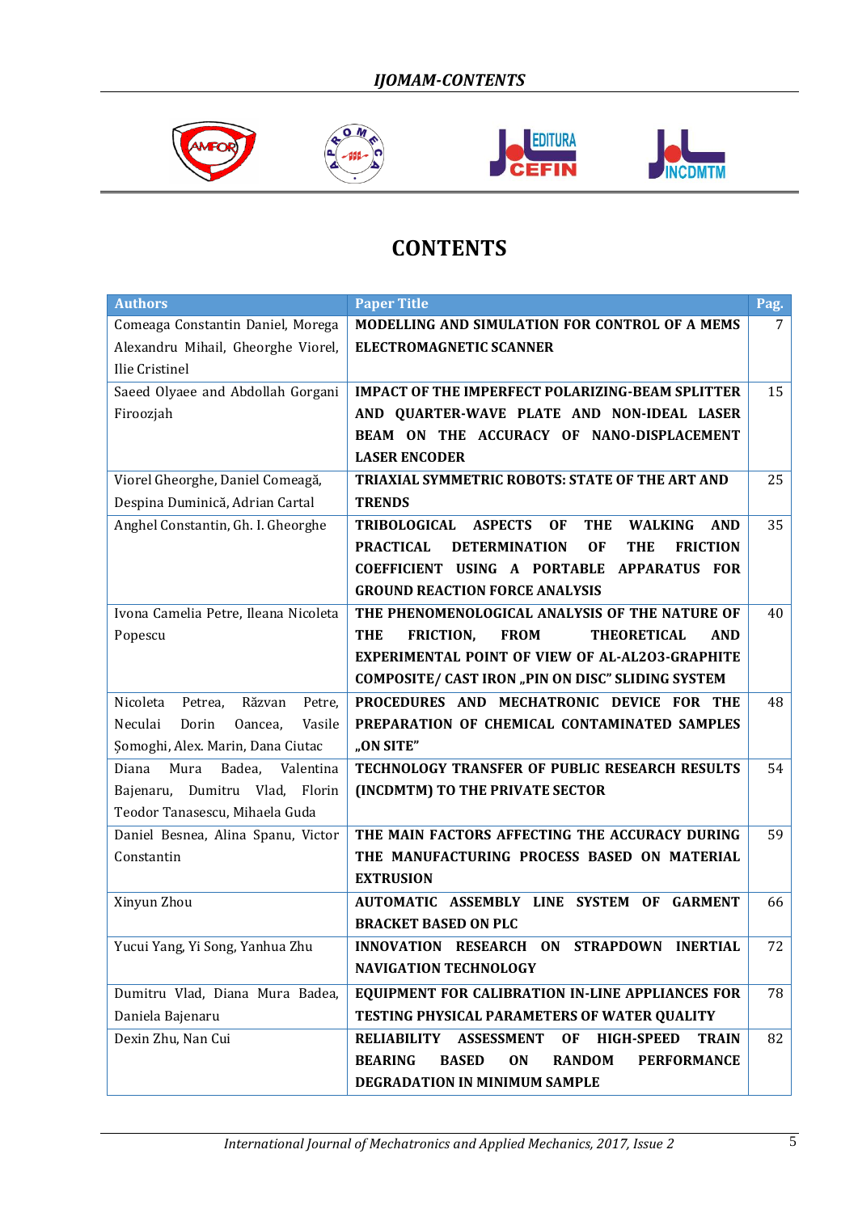# CONTENTS

| Authors | Paper Title | Pag. |
|---|---|---|
| Comeaga Constantin Daniel, Morega Alexandru Mihail, Gheorghe Viorel, Ilie Cristinel | **MODELLING AND SIMULATION FOR CONTROL OF A MEMS ELECTROMAGNETIC SCANNER** | 7 |
| Saeed Olyaee and Abdollah Gorgani Firoozjah | **IMPACT OF THE IMPERFECT POLARIZING-BEAM SPLITTER AND QUARTER-WAVE PLATE AND NON-IDEAL LASER BEAM ON THE ACCURACY OF NANO-DISPLACEMENT LASER ENCODER** | 15 |
| Viorel Gheorghe, Daniel Comeagă, Despina Duminică, Adrian Cartal | **TRIAXIAL SYMMETRIC ROBOTS: STATE OF THE ART AND TRENDS** | 25 |
| Anghel Constantin, Gh. I. Gheorghe | **TRIBOLOGICAL ASPECTS OF THE WALKING AND PRACTICAL DETERMINATION OF THE FRICTION COEFFICIENT USING A PORTABLE APPARATUS FOR GROUND REACTION FORCE ANALYSIS** | 35 |
| Ivona Camelia Petre, Ileana Nicoleta Popescu | **THE PHENOMENOLOGICAL ANALYSIS OF THE NATURE OF THE FRICTION, FROM THEORETICAL AND EXPERIMENTAL POINT OF VIEW OF AL-AL2O3-GRAPHITE COMPOSITE/ CAST IRON „PIN ON DISC" SLIDING SYSTEM** | 40 |
| Nicoleta Petrea, Răzvan Petre, Neculai Dorin Oancea, Vasile Șomoghi, Alex. Marin, Dana Ciutac | **PROCEDURES AND MECHATRONIC DEVICE FOR THE PREPARATION OF CHEMICAL CONTAMINATED SAMPLES „ON SITE"** | 48 |
| Diana Mura Badea, Valentina Bajenaru, Dumitru Vlad, Florin Teodor Tanasescu, Mihaela Guda | **TECHNOLOGY TRANSFER OF PUBLIC RESEARCH RESULTS (INCDMTM) TO THE PRIVATE SECTOR** | 54 |
| Daniel Besnea, Alina Spanu, Victor Constantin | **THE MAIN FACTORS AFFECTING THE ACCURACY DURING THE MANUFACTURING PROCESS BASED ON MATERIAL EXTRUSION** | 59 |
| Xinyun Zhou | **AUTOMATIC ASSEMBLY LINE SYSTEM OF GARMENT BRACKET BASED ON PLC** | 66 |
| Yucui Yang, Yi Song, Yanhua Zhu | **INNOVATION RESEARCH ON STRAPDOWN INERTIAL NAVIGATION TECHNOLOGY** | 72 |
| Dumitru Vlad, Diana Mura Badea, Daniela Bajenaru | **EQUIPMENT FOR CALIBRATION IN-LINE APPLIANCES FOR TESTING PHYSICAL PARAMETERS OF WATER QUALITY** | 78 |
| Dexin Zhu, Nan Cui | **RELIABILITY ASSESSMENT OF HIGH-SPEED TRAIN BEARING BASED ON RANDOM PERFORMANCE DEGRADATION IN MINIMUM SAMPLE** | 82 |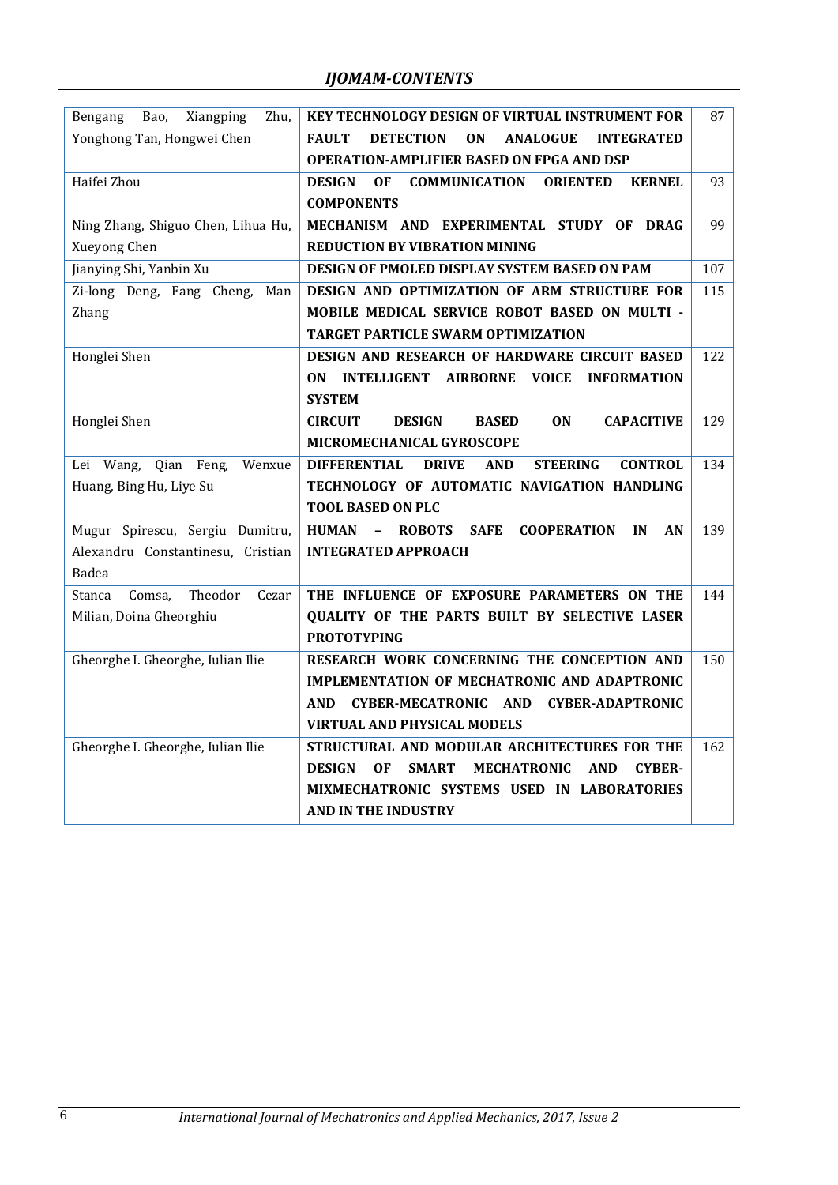| | | |
|---|---|---|
| Bengang Bao, Xiangping Zhu, Yonghong Tan, Hongwei Chen | **KEY TECHNOLOGY DESIGN OF VIRTUAL INSTRUMENT FOR FAULT DETECTION ON ANALOGUE INTEGRATED OPERATION-AMPLIFIER BASED ON FPGA AND DSP** | 87 |
| Haifei Zhou | **DESIGN OF COMMUNICATION ORIENTED KERNEL COMPONENTS** | 93 |
| Ning Zhang, Shiguo Chen, Lihua Hu, Xueyong Chen | **MECHANISM AND EXPERIMENTAL STUDY OF DRAG REDUCTION BY VIBRATION MINING** | 99 |
| Jianying Shi, Yanbin Xu | **DESIGN OF PMOLED DISPLAY SYSTEM BASED ON PAM** | 107 |
| Zi-long Deng, Fang Cheng, Man Zhang | **DESIGN AND OPTIMIZATION OF ARM STRUCTURE FOR MOBILE MEDICAL SERVICE ROBOT BASED ON MULTI - TARGET PARTICLE SWARM OPTIMIZATION** | 115 |
| Honglei Shen | **DESIGN AND RESEARCH OF HARDWARE CIRCUIT BASED ON INTELLIGENT AIRBORNE VOICE INFORMATION SYSTEM** | 122 |
| Honglei Shen | **CIRCUIT DESIGN BASED ON CAPACITIVE MICROMECHANICAL GYROSCOPE** | 129 |
| Lei Wang, Qian Feng, Wenxue Huang, Bing Hu, Liye Su | **DIFFERENTIAL DRIVE AND STEERING CONTROL TECHNOLOGY OF AUTOMATIC NAVIGATION HANDLING TOOL BASED ON PLC** | 134 |
| Mugur Spirescu, Sergiu Dumitru, Alexandru Constantinesu, Cristian Badea | **HUMAN – ROBOTS SAFE COOPERATION IN AN INTEGRATED APPROACH** | 139 |
| Stanca Comsa, Theodor Cezar Milian, Doina Gheorghiu | **THE INFLUENCE OF EXPOSURE PARAMETERS ON THE QUALITY OF THE PARTS BUILT BY SELECTIVE LASER PROTOTYPING** | 144 |
| Gheorghe I. Gheorghe, Iulian Ilie | **RESEARCH WORK CONCERNING THE CONCEPTION AND IMPLEMENTATION OF MECHATRONIC AND ADAPTRONIC AND CYBER-MECATRONIC AND CYBER-ADAPTRONIC VIRTUAL AND PHYSICAL MODELS** | 150 |
| Gheorghe I. Gheorghe, Iulian Ilie | **STRUCTURAL AND MODULAR ARCHITECTURES FOR THE DESIGN OF SMART MECHATRONIC AND CYBER-MIXMECHATRONIC SYSTEMS USED IN LABORATORIES AND IN THE INDUSTRY** | 162 |